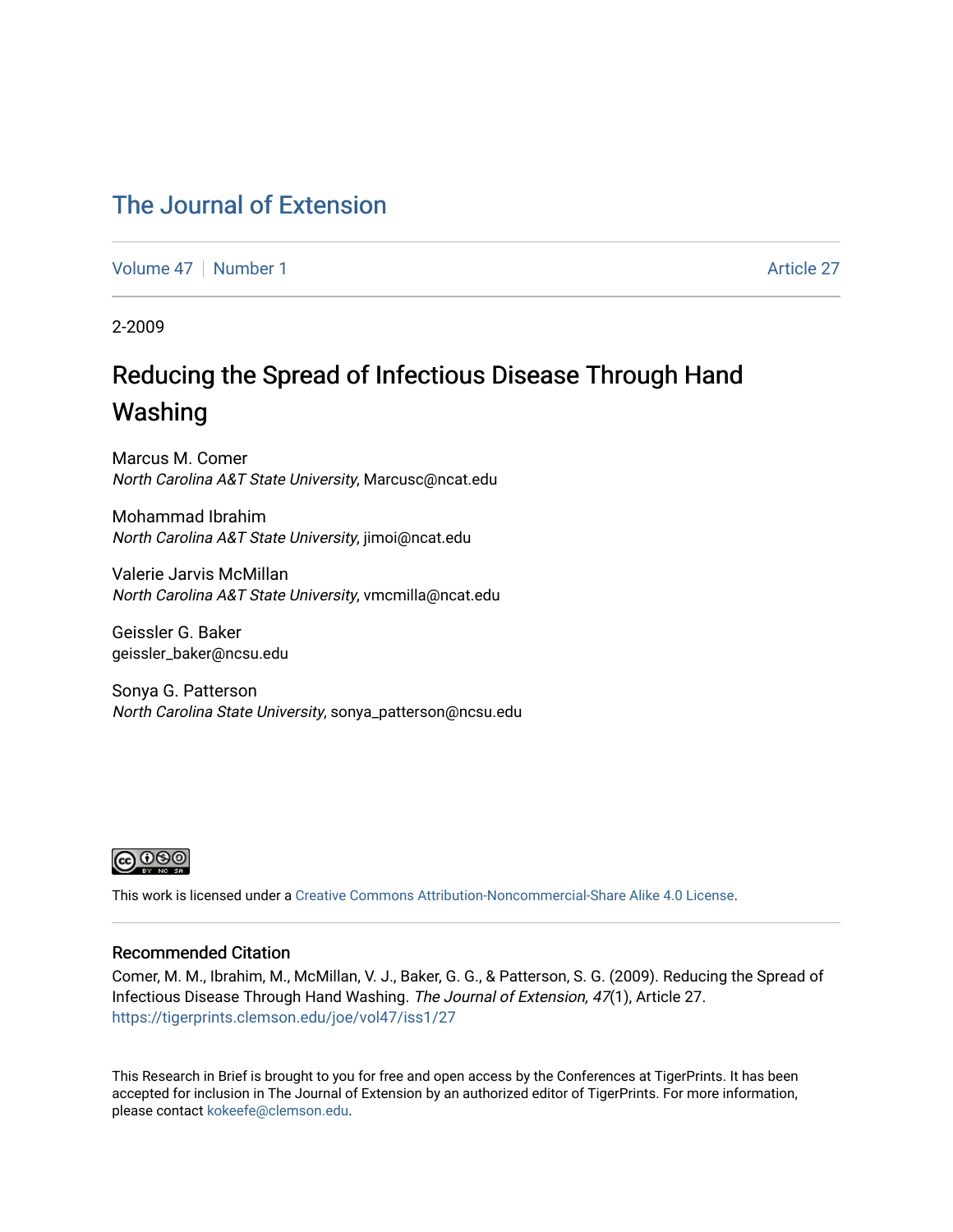# The Journal of Extension

Volume 47 | Number 1 | Article 27

2-2009

## Reducing the Spread of Infectious Disease Through Hand Washing

Marcus M. Comer
*North Carolina A&T State University*, Marcusc@ncat.edu

Mohammad Ibrahim
*North Carolina A&T State University*, jimoi@ncat.edu

Valerie Jarvis McMillan
*North Carolina A&T State University*, vmcmilla@ncat.edu

Geissler G. Baker
geissler_baker@ncsu.edu

Sonya G. Patterson
*North Carolina State University*, sonya_patterson@ncsu.edu

This work is licensed under a Creative Commons Attribution-Noncommercial-Share Alike 4.0 License.

### Recommended Citation

Comer, M. M., Ibrahim, M., McMillan, V. J., Baker, G. G., & Patterson, S. G. (2009). Reducing the Spread of Infectious Disease Through Hand Washing. *The Journal of Extension, 47*(1), Article 27. https://tigerprints.clemson.edu/joe/vol47/iss1/27

This Research in Brief is brought to you for free and open access by the Conferences at TigerPrints. It has been accepted for inclusion in The Journal of Extension by an authorized editor of TigerPrints. For more information, please contact kokeefe@clemson.edu.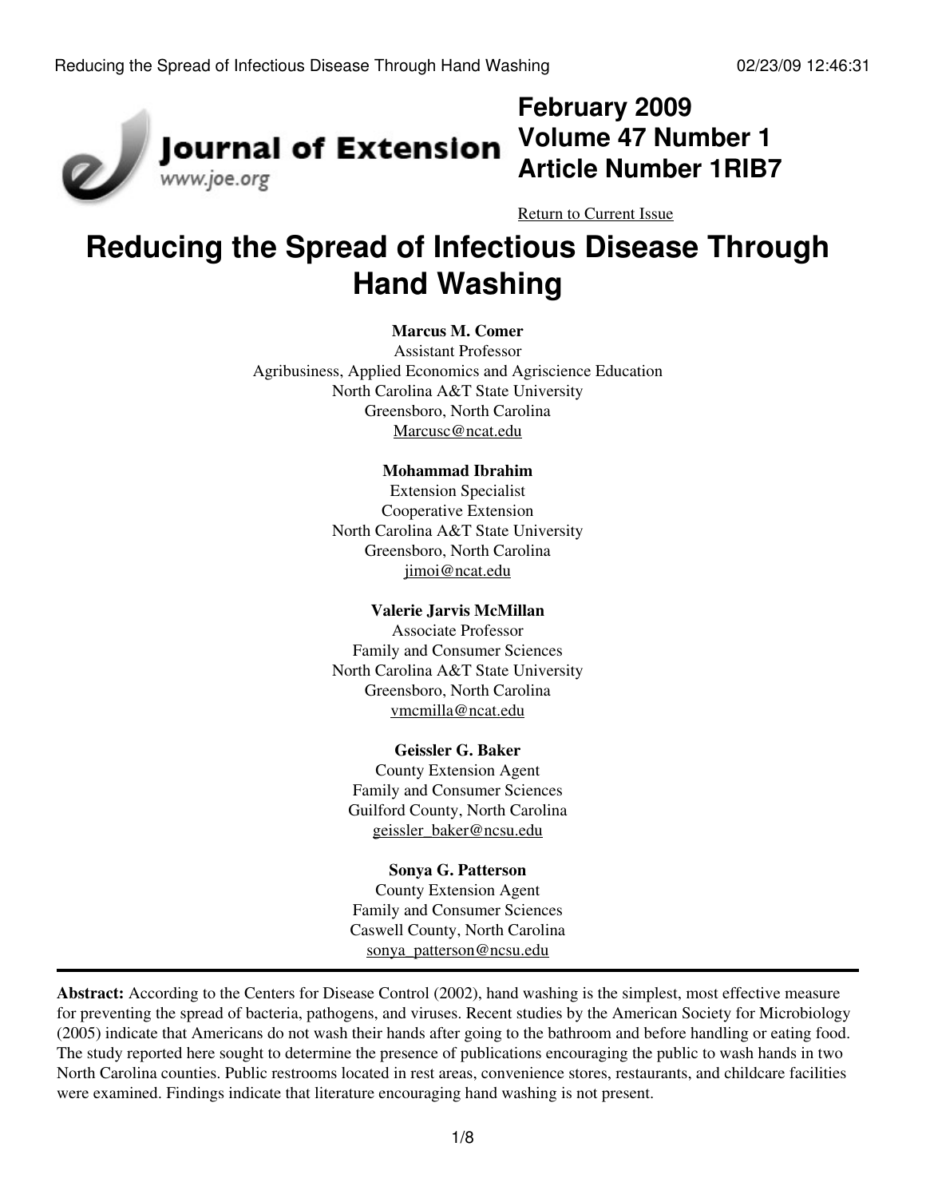# Reducing the Spread of Infectious Disease Through Hand Washing

February 2009
Volume 47 Number 1
Article Number 1RIB7

Return to Current Issue

**Marcus M. Comer**
Assistant Professor
Agribusiness, Applied Economics and Agriscience Education
North Carolina A&T State University
Greensboro, North Carolina
Marcusc@ncat.edu

**Mohammad Ibrahim**
Extension Specialist
Cooperative Extension
North Carolina A&T State University
Greensboro, North Carolina
jimoi@ncat.edu

**Valerie Jarvis McMillan**
Associate Professor
Family and Consumer Sciences
North Carolina A&T State University
Greensboro, North Carolina
vmcmilla@ncat.edu

**Geissler G. Baker**
County Extension Agent
Family and Consumer Sciences
Guilford County, North Carolina
geissler_baker@ncsu.edu

**Sonya G. Patterson**
County Extension Agent
Family and Consumer Sciences
Caswell County, North Carolina
sonya_patterson@ncsu.edu

---

**Abstract:** According to the Centers for Disease Control (2002), hand washing is the simplest, most effective measure for preventing the spread of bacteria, pathogens, and viruses. Recent studies by the American Society for Microbiology (2005) indicate that Americans do not wash their hands after going to the bathroom and before handling or eating food. The study reported here sought to determine the presence of publications encouraging the public to wash hands in two North Carolina counties. Public restrooms located in rest areas, convenience stores, restaurants, and childcare facilities were examined. Findings indicate that literature encouraging hand washing is not present.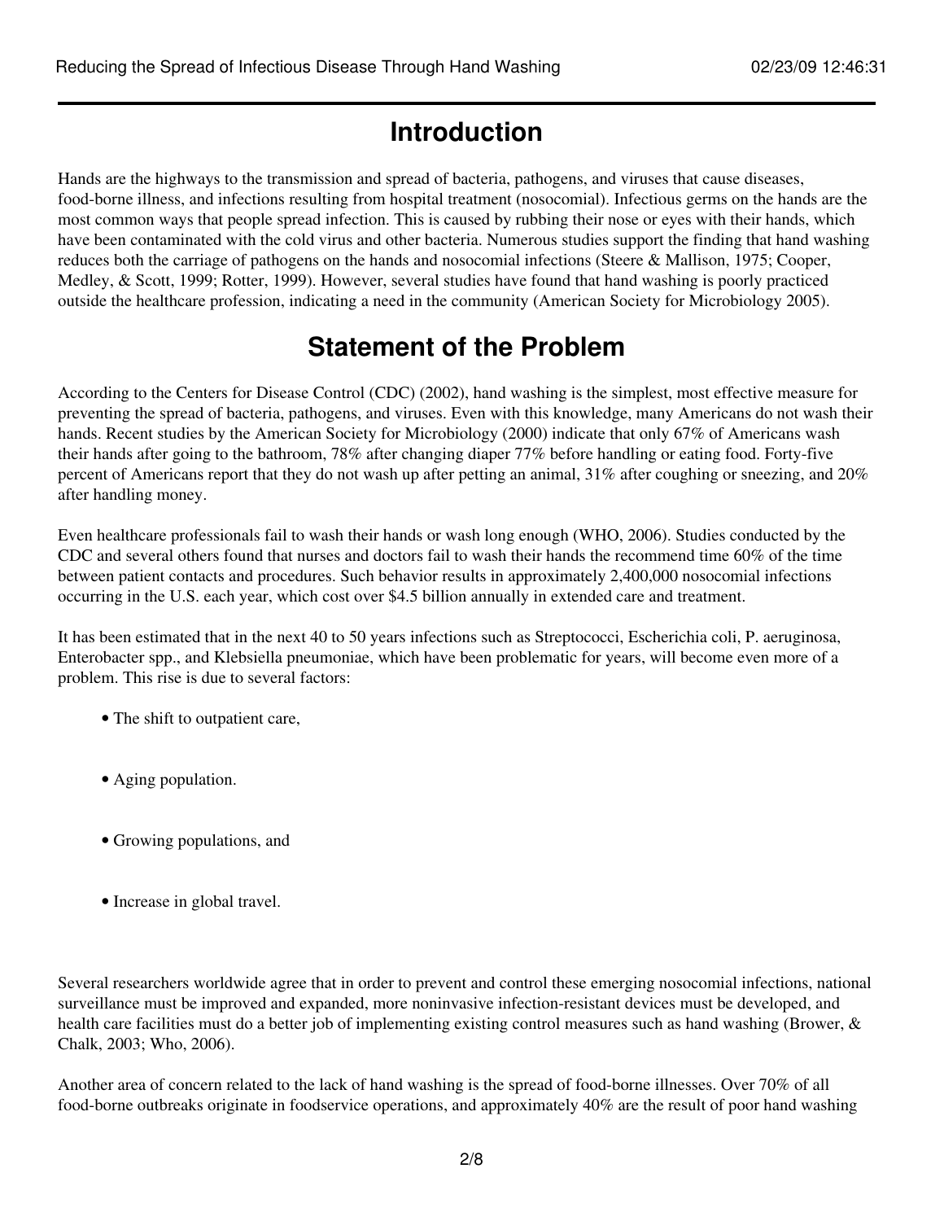# Introduction

Hands are the highways to the transmission and spread of bacteria, pathogens, and viruses that cause diseases, food-borne illness, and infections resulting from hospital treatment (nosocomial). Infectious germs on the hands are the most common ways that people spread infection. This is caused by rubbing their nose or eyes with their hands, which have been contaminated with the cold virus and other bacteria. Numerous studies support the finding that hand washing reduces both the carriage of pathogens on the hands and nosocomial infections (Steere & Mallison, 1975; Cooper, Medley, & Scott, 1999; Rotter, 1999). However, several studies have found that hand washing is poorly practiced outside the healthcare profession, indicating a need in the community (American Society for Microbiology 2005).

# Statement of the Problem

According to the Centers for Disease Control (CDC) (2002), hand washing is the simplest, most effective measure for preventing the spread of bacteria, pathogens, and viruses. Even with this knowledge, many Americans do not wash their hands. Recent studies by the American Society for Microbiology (2000) indicate that only 67% of Americans wash their hands after going to the bathroom, 78% after changing diaper 77% before handling or eating food. Forty-five percent of Americans report that they do not wash up after petting an animal, 31% after coughing or sneezing, and 20% after handling money.

Even healthcare professionals fail to wash their hands or wash long enough (WHO, 2006). Studies conducted by the CDC and several others found that nurses and doctors fail to wash their hands the recommend time 60% of the time between patient contacts and procedures. Such behavior results in approximately 2,400,000 nosocomial infections occurring in the U.S. each year, which cost over $4.5 billion annually in extended care and treatment.

It has been estimated that in the next 40 to 50 years infections such as Streptococci, Escherichia coli, P. aeruginosa, Enterobacter spp., and Klebsiella pneumoniae, which have been problematic for years, will become even more of a problem. This rise is due to several factors:

- The shift to outpatient care,
- Aging population.
- Growing populations, and
- Increase in global travel.

Several researchers worldwide agree that in order to prevent and control these emerging nosocomial infections, national surveillance must be improved and expanded, more noninvasive infection-resistant devices must be developed, and health care facilities must do a better job of implementing existing control measures such as hand washing (Brower, & Chalk, 2003; Who, 2006).

Another area of concern related to the lack of hand washing is the spread of food-borne illnesses. Over 70% of all food-borne outbreaks originate in foodservice operations, and approximately 40% are the result of poor hand washing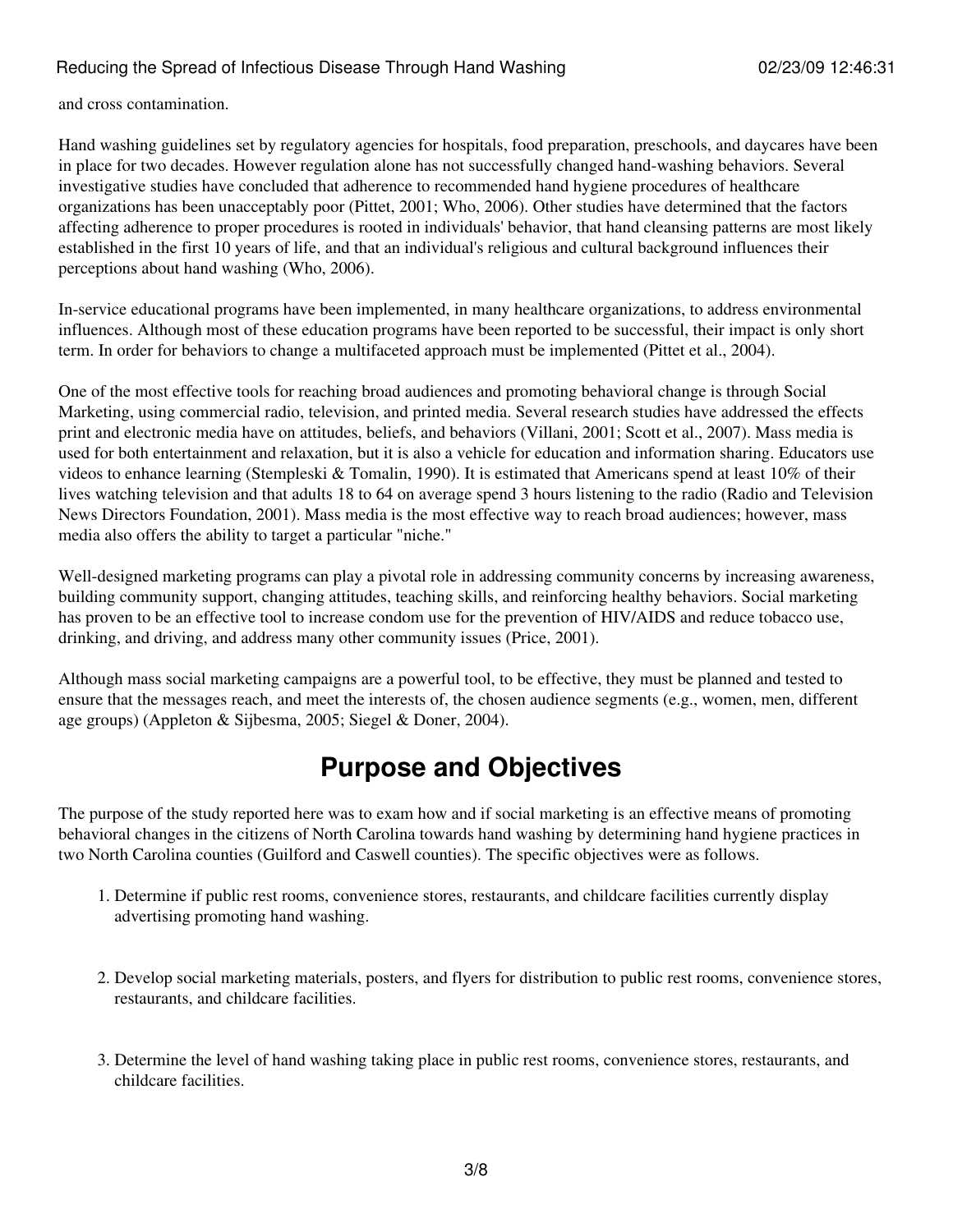and cross contamination.

Hand washing guidelines set by regulatory agencies for hospitals, food preparation, preschools, and daycares have been in place for two decades. However regulation alone has not successfully changed hand-washing behaviors. Several investigative studies have concluded that adherence to recommended hand hygiene procedures of healthcare organizations has been unacceptably poor (Pittet, 2001; Who, 2006). Other studies have determined that the factors affecting adherence to proper procedures is rooted in individuals' behavior, that hand cleansing patterns are most likely established in the first 10 years of life, and that an individual's religious and cultural background influences their perceptions about hand washing (Who, 2006).

In-service educational programs have been implemented, in many healthcare organizations, to address environmental influences. Although most of these education programs have been reported to be successful, their impact is only short term. In order for behaviors to change a multifaceted approach must be implemented (Pittet et al., 2004).

One of the most effective tools for reaching broad audiences and promoting behavioral change is through Social Marketing, using commercial radio, television, and printed media. Several research studies have addressed the effects print and electronic media have on attitudes, beliefs, and behaviors (Villani, 2001; Scott et al., 2007). Mass media is used for both entertainment and relaxation, but it is also a vehicle for education and information sharing. Educators use videos to enhance learning (Stempleski & Tomalin, 1990). It is estimated that Americans spend at least 10% of their lives watching television and that adults 18 to 64 on average spend 3 hours listening to the radio (Radio and Television News Directors Foundation, 2001). Mass media is the most effective way to reach broad audiences; however, mass media also offers the ability to target a particular "niche."

Well-designed marketing programs can play a pivotal role in addressing community concerns by increasing awareness, building community support, changing attitudes, teaching skills, and reinforcing healthy behaviors. Social marketing has proven to be an effective tool to increase condom use for the prevention of HIV/AIDS and reduce tobacco use, drinking, and driving, and address many other community issues (Price, 2001).

Although mass social marketing campaigns are a powerful tool, to be effective, they must be planned and tested to ensure that the messages reach, and meet the interests of, the chosen audience segments (e.g., women, men, different age groups) (Appleton & Sijbesma, 2005; Siegel & Doner, 2004).

## Purpose and Objectives

The purpose of the study reported here was to exam how and if social marketing is an effective means of promoting behavioral changes in the citizens of North Carolina towards hand washing by determining hand hygiene practices in two North Carolina counties (Guilford and Caswell counties). The specific objectives were as follows.

1. Determine if public rest rooms, convenience stores, restaurants, and childcare facilities currently display advertising promoting hand washing.
2. Develop social marketing materials, posters, and flyers for distribution to public rest rooms, convenience stores, restaurants, and childcare facilities.
3. Determine the level of hand washing taking place in public rest rooms, convenience stores, restaurants, and childcare facilities.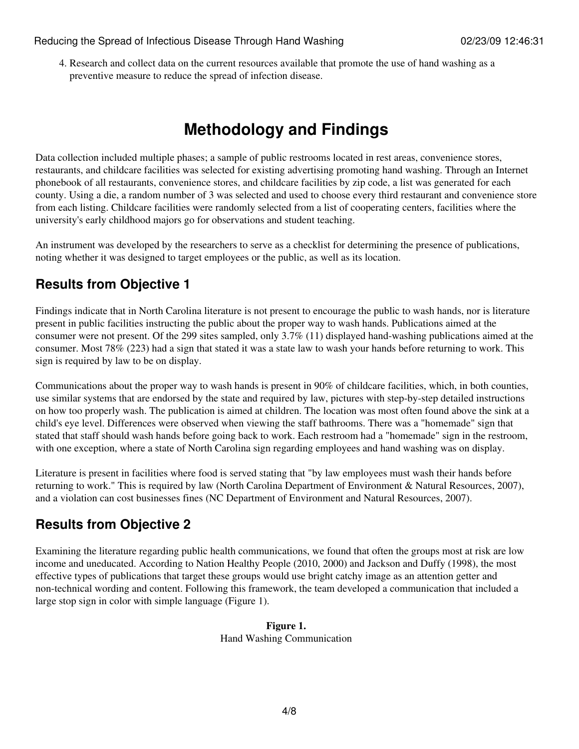4. Research and collect data on the current resources available that promote the use of hand washing as a preventive measure to reduce the spread of infection disease.

# Methodology and Findings

Data collection included multiple phases; a sample of public restrooms located in rest areas, convenience stores, restaurants, and childcare facilities was selected for existing advertising promoting hand washing. Through an Internet phonebook of all restaurants, convenience stores, and childcare facilities by zip code, a list was generated for each county. Using a die, a random number of 3 was selected and used to choose every third restaurant and convenience store from each listing. Childcare facilities were randomly selected from a list of cooperating centers, facilities where the university's early childhood majors go for observations and student teaching.

An instrument was developed by the researchers to serve as a checklist for determining the presence of publications, noting whether it was designed to target employees or the public, as well as its location.

## Results from Objective 1

Findings indicate that in North Carolina literature is not present to encourage the public to wash hands, nor is literature present in public facilities instructing the public about the proper way to wash hands. Publications aimed at the consumer were not present. Of the 299 sites sampled, only 3.7% (11) displayed hand-washing publications aimed at the consumer. Most 78% (223) had a sign that stated it was a state law to wash your hands before returning to work. This sign is required by law to be on display.

Communications about the proper way to wash hands is present in 90% of childcare facilities, which, in both counties, use similar systems that are endorsed by the state and required by law, pictures with step-by-step detailed instructions on how too properly wash. The publication is aimed at children. The location was most often found above the sink at a child's eye level. Differences were observed when viewing the staff bathrooms. There was a "homemade" sign that stated that staff should wash hands before going back to work. Each restroom had a "homemade" sign in the restroom, with one exception, where a state of North Carolina sign regarding employees and hand washing was on display.

Literature is present in facilities where food is served stating that "by law employees must wash their hands before returning to work." This is required by law (North Carolina Department of Environment & Natural Resources, 2007), and a violation can cost businesses fines (NC Department of Environment and Natural Resources, 2007).

## Results from Objective 2

Examining the literature regarding public health communications, we found that often the groups most at risk are low income and uneducated. According to Nation Healthy People (2010, 2000) and Jackson and Duffy (1998), the most effective types of publications that target these groups would use bright catchy image as an attention getter and non-technical wording and content. Following this framework, the team developed a communication that included a large stop sign in color with simple language (Figure 1).

**Figure 1.**
Hand Washing Communication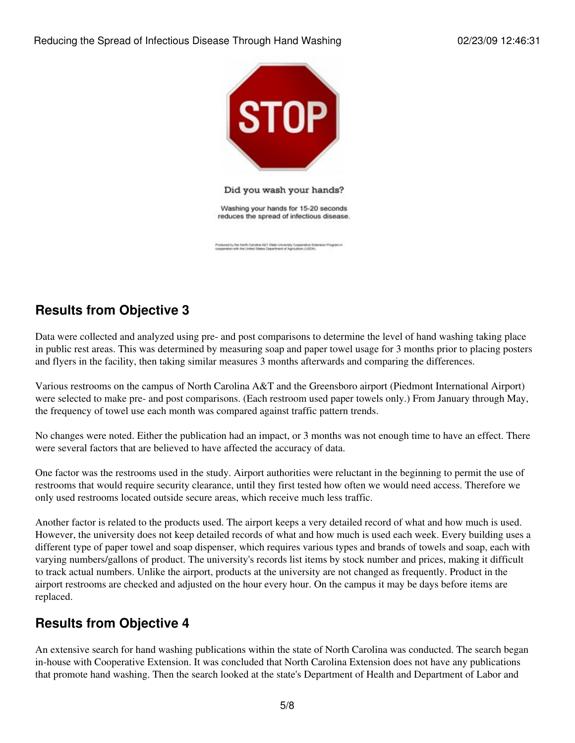STOP

Did you wash your hands?

Washing your hands for 15-20 seconds reduces the spread of infectious disease.

Produced by the North Carolina A&T State University Cooperative Extension Program in cooperation with the United States Department of Agriculture (USDA)

## Results from Objective 3

Data were collected and analyzed using pre- and post comparisons to determine the level of hand washing taking place in public rest areas. This was determined by measuring soap and paper towel usage for 3 months prior to placing posters and flyers in the facility, then taking similar measures 3 months afterwards and comparing the differences.

Various restrooms on the campus of North Carolina A&T and the Greensboro airport (Piedmont International Airport) were selected to make pre- and post comparisons. (Each restroom used paper towels only.) From January through May, the frequency of towel use each month was compared against traffic pattern trends.

No changes were noted. Either the publication had an impact, or 3 months was not enough time to have an effect. There were several factors that are believed to have affected the accuracy of data.

One factor was the restrooms used in the study. Airport authorities were reluctant in the beginning to permit the use of restrooms that would require security clearance, until they first tested how often we would need access. Therefore we only used restrooms located outside secure areas, which receive much less traffic.

Another factor is related to the products used. The airport keeps a very detailed record of what and how much is used. However, the university does not keep detailed records of what and how much is used each week. Every building uses a different type of paper towel and soap dispenser, which requires various types and brands of towels and soap, each with varying numbers/gallons of product. The university's records list items by stock number and prices, making it difficult to track actual numbers. Unlike the airport, products at the university are not changed as frequently. Product in the airport restrooms are checked and adjusted on the hour every hour. On the campus it may be days before items are replaced.

## Results from Objective 4

An extensive search for hand washing publications within the state of North Carolina was conducted. The search began in-house with Cooperative Extension. It was concluded that North Carolina Extension does not have any publications that promote hand washing. Then the search looked at the state's Department of Health and Department of Labor and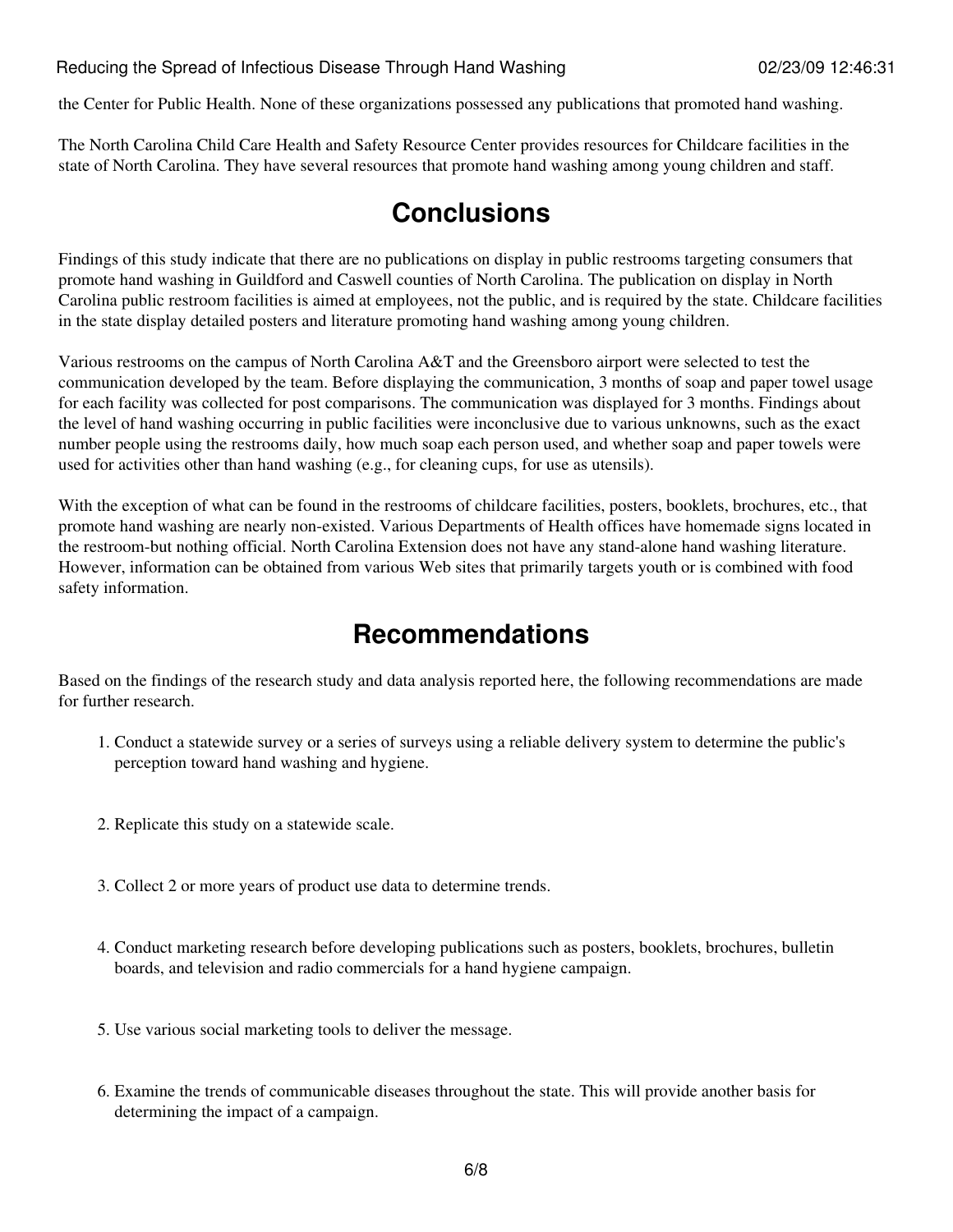the Center for Public Health. None of these organizations possessed any publications that promoted hand washing.

The North Carolina Child Care Health and Safety Resource Center provides resources for Childcare facilities in the state of North Carolina. They have several resources that promote hand washing among young children and staff.

## Conclusions

Findings of this study indicate that there are no publications on display in public restrooms targeting consumers that promote hand washing in Guildford and Caswell counties of North Carolina. The publication on display in North Carolina public restroom facilities is aimed at employees, not the public, and is required by the state. Childcare facilities in the state display detailed posters and literature promoting hand washing among young children.

Various restrooms on the campus of North Carolina A&T and the Greensboro airport were selected to test the communication developed by the team. Before displaying the communication, 3 months of soap and paper towel usage for each facility was collected for post comparisons. The communication was displayed for 3 months. Findings about the level of hand washing occurring in public facilities were inconclusive due to various unknowns, such as the exact number people using the restrooms daily, how much soap each person used, and whether soap and paper towels were used for activities other than hand washing (e.g., for cleaning cups, for use as utensils).

With the exception of what can be found in the restrooms of childcare facilities, posters, booklets, brochures, etc., that promote hand washing are nearly non-existed. Various Departments of Health offices have homemade signs located in the restroom-but nothing official. North Carolina Extension does not have any stand-alone hand washing literature. However, information can be obtained from various Web sites that primarily targets youth or is combined with food safety information.

## Recommendations

Based on the findings of the research study and data analysis reported here, the following recommendations are made for further research.

1. Conduct a statewide survey or a series of surveys using a reliable delivery system to determine the public's perception toward hand washing and hygiene.
2. Replicate this study on a statewide scale.
3. Collect 2 or more years of product use data to determine trends.
4. Conduct marketing research before developing publications such as posters, booklets, brochures, bulletin boards, and television and radio commercials for a hand hygiene campaign.
5. Use various social marketing tools to deliver the message.
6. Examine the trends of communicable diseases throughout the state. This will provide another basis for determining the impact of a campaign.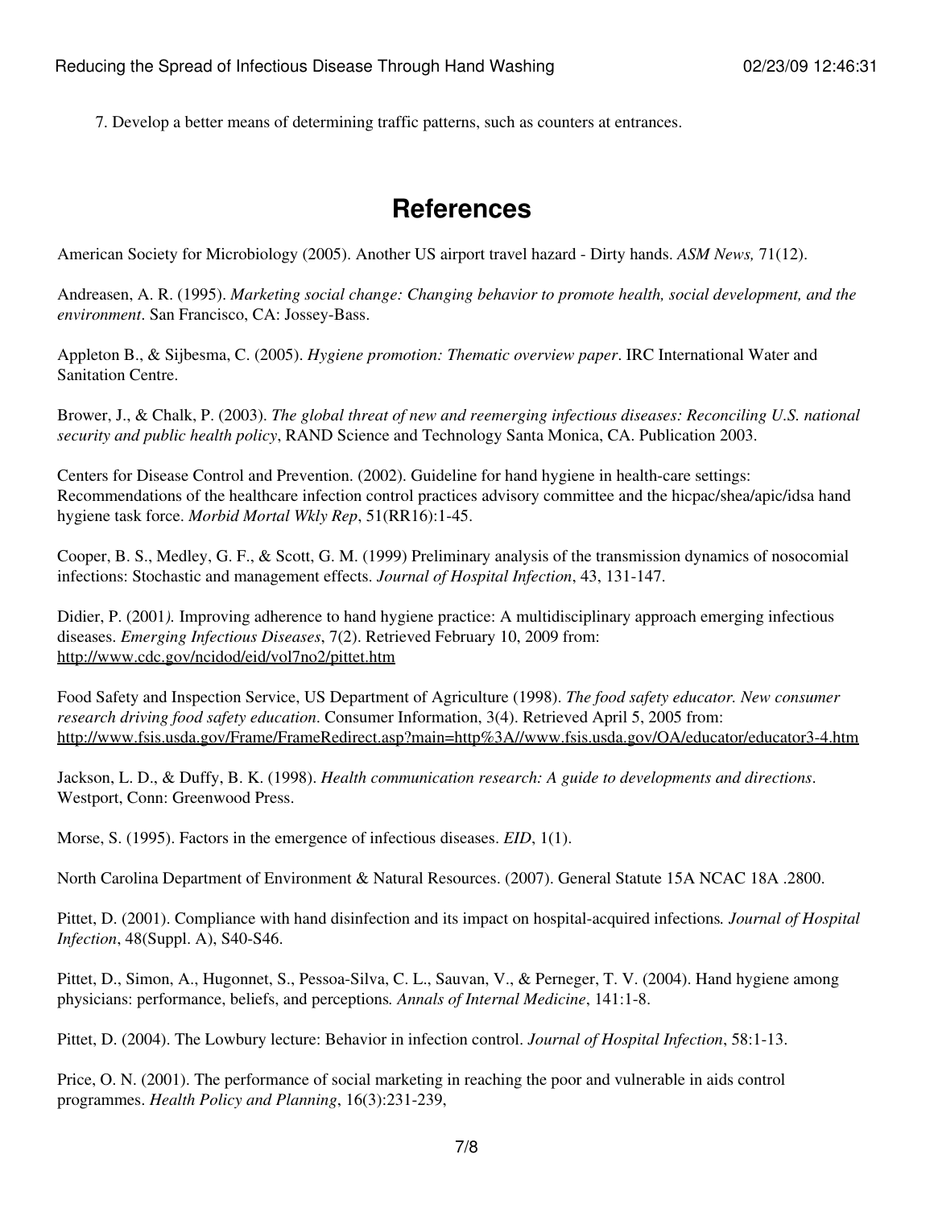7. Develop a better means of determining traffic patterns, such as counters at entrances.

# References

American Society for Microbiology (2005). Another US airport travel hazard - Dirty hands. *ASM News,* 71(12).

Andreasen, A. R. (1995). *Marketing social change: Changing behavior to promote health, social development, and the environment*. San Francisco, CA: Jossey-Bass.

Appleton B., & Sijbesma, C. (2005). *Hygiene promotion: Thematic overview paper*. IRC International Water and Sanitation Centre.

Brower, J., & Chalk, P. (2003). *The global threat of new and reemerging infectious diseases: Reconciling U.S. national security and public health policy*, RAND Science and Technology Santa Monica, CA. Publication 2003.

Centers for Disease Control and Prevention. (2002). Guideline for hand hygiene in health-care settings: Recommendations of the healthcare infection control practices advisory committee and the hicpac/shea/apic/idsa hand hygiene task force. *Morbid Mortal Wkly Rep*, 51(RR16):1-45.

Cooper, B. S., Medley, G. F., & Scott, G. M. (1999) Preliminary analysis of the transmission dynamics of nosocomial infections: Stochastic and management effects. *Journal of Hospital Infection*, 43, 131-147.

Didier, P. (2001*).* Improving adherence to hand hygiene practice: A multidisciplinary approach emerging infectious diseases. *Emerging Infectious Diseases*, 7(2). Retrieved February 10, 2009 from: http://www.cdc.gov/ncidod/eid/vol7no2/pittet.htm

Food Safety and Inspection Service, US Department of Agriculture (1998). *The food safety educator. New consumer research driving food safety education*. Consumer Information, 3(4). Retrieved April 5, 2005 from: http://www.fsis.usda.gov/Frame/FrameRedirect.asp?main=http%3A//www.fsis.usda.gov/OA/educator/educator3-4.htm

Jackson, L. D., & Duffy, B. K. (1998). *Health communication research: A guide to developments and directions*. Westport, Conn: Greenwood Press.

Morse, S. (1995). Factors in the emergence of infectious diseases. *EID*, 1(1).

North Carolina Department of Environment & Natural Resources. (2007). General Statute 15A NCAC 18A .2800.

Pittet, D. (2001). Compliance with hand disinfection and its impact on hospital-acquired infections*. Journal of Hospital Infection*, 48(Suppl. A), S40-S46.

Pittet, D., Simon, A., Hugonnet, S., Pessoa-Silva, C. L., Sauvan, V., & Perneger, T. V. (2004). Hand hygiene among physicians: performance, beliefs, and perceptions*. Annals of Internal Medicine*, 141:1-8.

Pittet, D. (2004). The Lowbury lecture: Behavior in infection control. *Journal of Hospital Infection*, 58:1-13.

Price, O. N. (2001). The performance of social marketing in reaching the poor and vulnerable in aids control programmes. *Health Policy and Planning*, 16(3):231-239,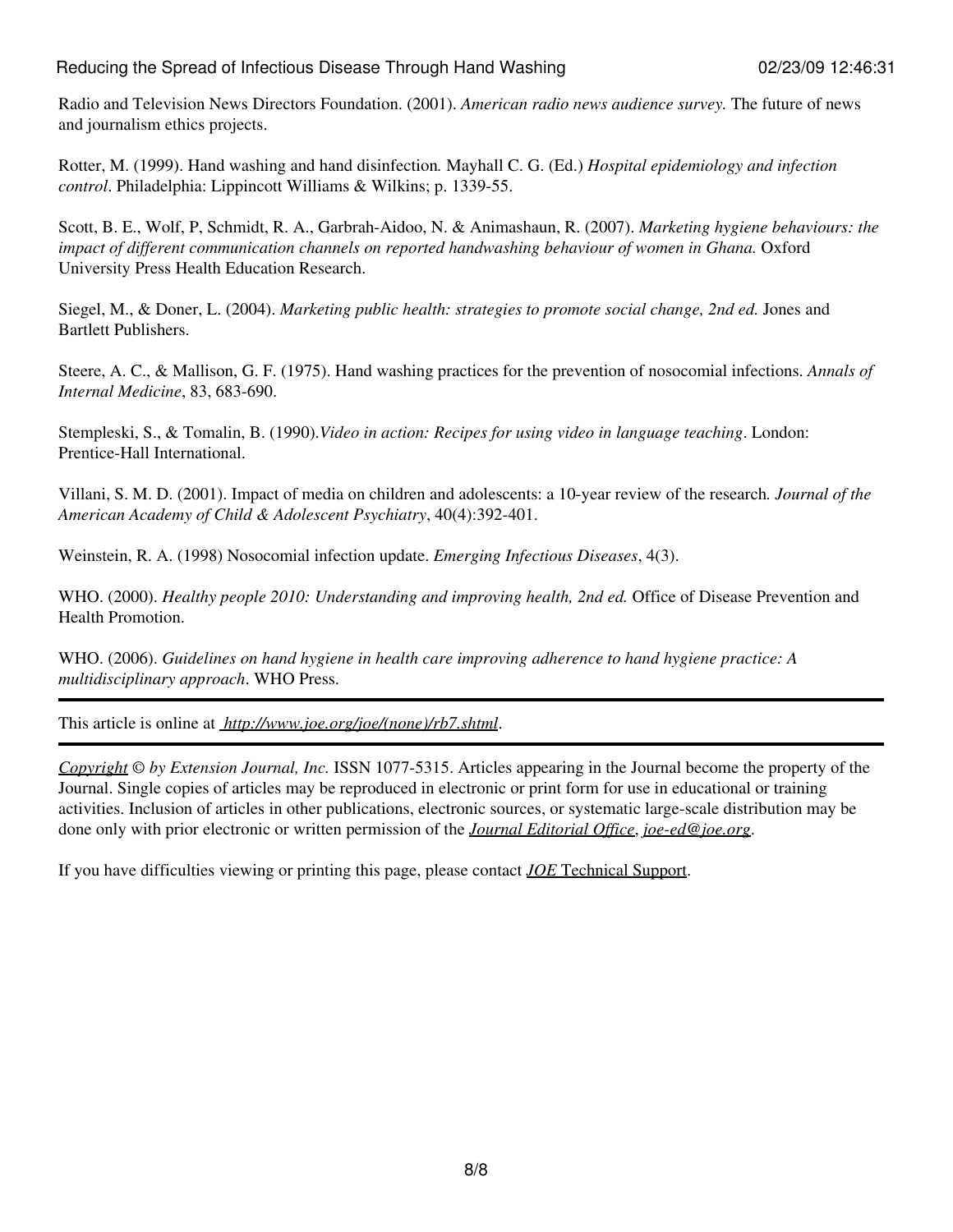Radio and Television News Directors Foundation. (2001). *American radio news audience survey.* The future of news and journalism ethics projects.

Rotter, M. (1999). Hand washing and hand disinfection*.* Mayhall C. G. (Ed.) *Hospital epidemiology and infection control*. Philadelphia: Lippincott Williams & Wilkins; p. 1339-55.

Scott, B. E., Wolf, P, Schmidt, R. A., Garbrah-Aidoo, N. & Animashaun, R. (2007). *Marketing hygiene behaviours: the impact of different communication channels on reported handwashing behaviour of women in Ghana.* Oxford University Press Health Education Research.

Siegel, M., & Doner, L. (2004). *Marketing public health: strategies to promote social change, 2nd ed.* Jones and Bartlett Publishers.

Steere, A. C., & Mallison, G. F. (1975). Hand washing practices for the prevention of nosocomial infections. *Annals of Internal Medicine*, 83, 683-690.

Stempleski, S., & Tomalin, B. (1990).*Video in action: Recipes for using video in language teaching*. London: Prentice-Hall International.

Villani, S. M. D. (2001). Impact of media on children and adolescents: a 10-year review of the research*. Journal of the American Academy of Child & Adolescent Psychiatry*, 40(4):392-401.

Weinstein, R. A. (1998) Nosocomial infection update. *Emerging Infectious Diseases*, 4(3).

WHO. (2000). *Healthy people 2010: Understanding and improving health, 2nd ed.* Office of Disease Prevention and Health Promotion.

WHO. (2006). *Guidelines on hand hygiene in health care improving adherence to hand hygiene practice: A multidisciplinary approach*. WHO Press.

---

This article is online at *http://www.joe.org/joe/(none)/rb7.shtml*.

---

*Copyright © by Extension Journal, Inc.* ISSN 1077-5315. Articles appearing in the Journal become the property of the Journal. Single copies of articles may be reproduced in electronic or print form for use in educational or training activities. Inclusion of articles in other publications, electronic sources, or systematic large-scale distribution may be done only with prior electronic or written permission of the *Journal Editorial Office*, *joe-ed@joe.org*.

If you have difficulties viewing or printing this page, please contact *JOE* Technical Support.